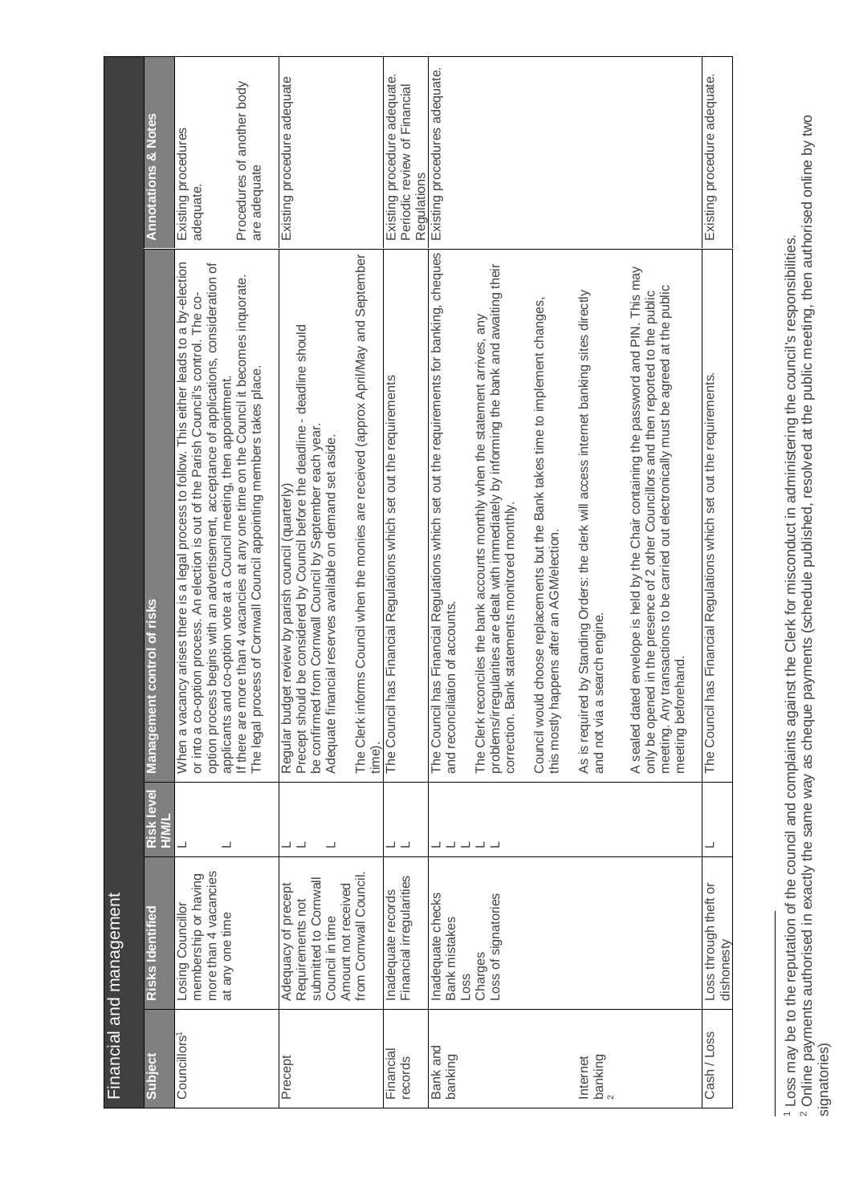# Financial and management

| Subject | Risks Identified | Risk level H/M/L | Management control of risks | Annotations & Notes |
|---|---|---|---|---|
| Councillors[1] | Losing Councillor membership or having more than 4 vacancies at any one time | L<br>L | When a vacancy arises there is a legal process to follow. This either leads to a by-election or into a co-option process. An election is out of the Parish Council's control. The co-option process begins with an advertisement, acceptance of applications, consideration of applicants and co-option vote at a Council meeting, then appointment.<br>If there are more than 4 vacancies at any one time on the Council it becomes inquorate. The legal process of Cornwall Council appointing members takes place. | Existing procedures adequate.<br><br>Procedures of another body are adequate |
| Precept | Adequacy of precept<br>Requirements not submitted to Cornwall Council in time<br>Amount not received from Cornwall Council. | L<br>L<br>L | Regular budget review by parish council (quarterly)<br>Precept should be considered by Council before the deadline - deadline should be confirmed from Cornwall Council by September each year.<br>Adequate financial reserves available on demand set aside.<br><br>The Clerk informs Council when the monies are received (approx April/May and September time). | Existing procedure adequate |
| Financial records | Inadequate records<br>Financial irregularities | L<br>L | The Council has Financial Regulations which set out the requirements | Existing procedure adequate. Periodic review of Financial Regulations |
| Bank and banking<br><br>Internet banking[2] | Inadequate checks<br>Bank mistakes<br>Loss<br>Charges<br>Loss of signatories | L<br>L<br>L<br>L | The Council has Financial Regulations which set out the requirements for banking, cheques and reconciliation of accounts.<br><br>The Clerk reconciles the bank accounts monthly when the statement arrives, any problems/irregularities are dealt with immediately by informing the bank and awaiting their correction. Bank statements monitored monthly.<br><br>Council would choose replacements but the Bank takes time to implement changes, this mostly happens after an AGM/election.<br><br>As is required by Standing Orders: the clerk will access internet banking sites directly and not via a search engine.<br><br>A sealed dated envelope is held by the Chair containing the password and PIN. This may only be opened in the presence of 2 other Councillors and then reported to the public meeting. Any transactions to be carried out electronically must be agreed at the public meeting beforehand. | Existing procedures adequate. |
| Cash / Loss | Loss through theft or dishonesty | L | The Council has Financial Regulations which set out the requirements. | Existing procedure adequate. |

[1] Loss may be to the reputation of the council and complaints against the Clerk for misconduct in administering the council's responsibilities.
[2] Online payments authorised in exactly the same way as cheque payments (schedule published, resolved at the public meeting, then authorised online by two signatories)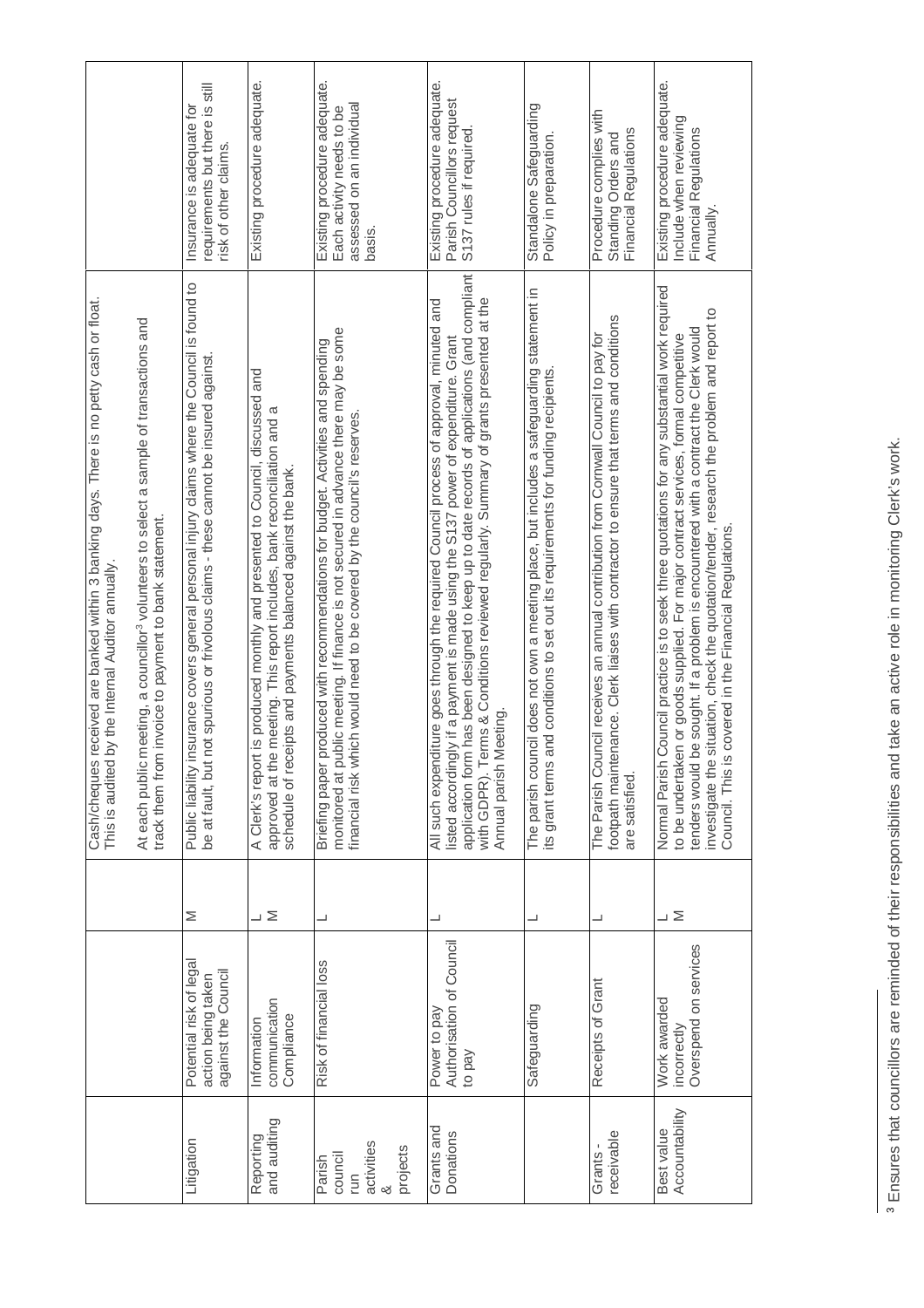| | | | | |
|---|---|---|---|---|
| | | | Cash/cheques received are banked within 3 banking days. There is no petty cash or float. This is audited by the Internal Auditor annually.<br><br>At each public meeting, a councillor[3] volunteers to select a sample of transactions and track them from invoice to payment to bank statement. | |
| Litigation | Potential risk of legal action being taken against the Council | M | Public liability insurance covers general personal injury claims where the Council is found to be at fault, but not spurious or frivolous claims - these cannot be insured against. | Insurance is adequate for requirements but there is still risk of other claims. |
| Reporting and auditing | Information communication Compliance | L<br>M | A Clerk's report is produced monthly and presented to Council, discussed and approved at the meeting. This report includes, bank reconciliation and a schedule of receipts and payments balanced against the bank. | Existing procedure adequate. |
| Parish council run activities & projects | Risk of financial loss | L | Briefing paper produced with recommendations for budget. Activities and spending monitored at public meeting. If finance is not secured in advance there may be some financial risk which would need to be covered by the council's reserves. | Existing procedure adequate. Each activity needs to be assessed on an individual basis. |
| Grants and Donations | Power to pay<br>Authorisation of Council to pay | L | All such expenditure goes through the required Council process of approval, minuted and listed accordingly if a payment is made using the S137 power of expenditure. Grant application form has been designed to keep up to date records of applications (and compliant with GDPR). Terms & Conditions reviewed regularly. Summary of grants presented at the Annual parish Meeting. | Existing procedure adequate. Parish Councillors request S137 rules if required. |
| | Safeguarding | L | The parish council does not own a meeting place, but includes a safeguarding statement in its grant terms and conditions to set out its requirements for funding recipients. | Standalone Safeguarding Policy in preparation. |
| Grants - receivable | Receipts of Grant | L | The Parish Council receives an annual contribution from Cornwall Council to pay for footpath maintenance. Clerk liaises with contractor to ensure that terms and conditions are satisfied. | Procedure complies with Standing Orders and Financial Regulations |
| Best value Accountability | Work awarded incorrectly<br>Overspend on services | L<br>M | Normal Parish Council practice is to seek three quotations for any substantial work required to be undertaken or goods supplied. For major contract services, formal competitive tenders would be sought. If a problem is encountered with a contract the Clerk would investigate the situation, check the quotation/tender, research the problem and report to Council. This is covered in the Financial Regulations. | Existing procedure adequate. Include when reviewing Financial Regulations Annually. |

[3] Ensures that councillors are reminded of their responsibilities and take an active role in monitoring Clerk's work.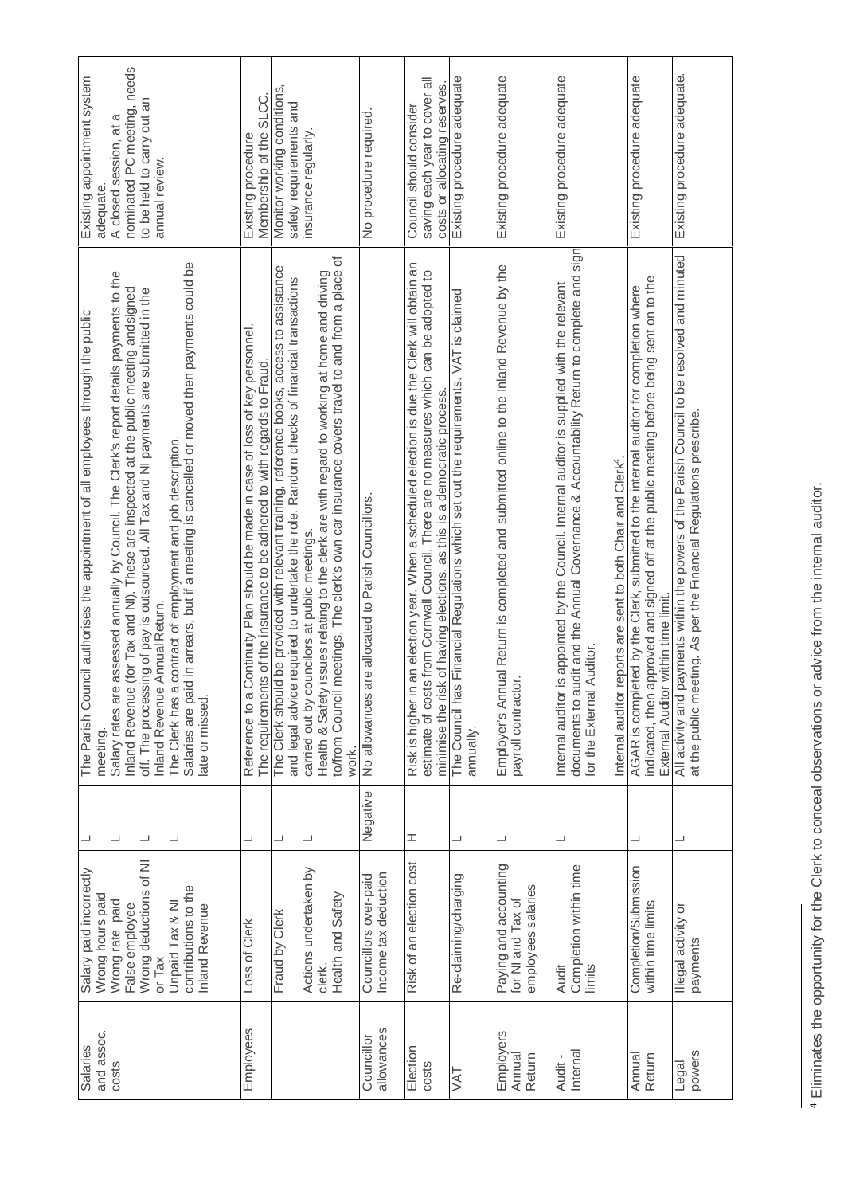| | | | | |
|---|---|---|---|---|
| Salaries and assoc. costs | Salary paid incorrectly<br>Wrong hours paid<br>Wrong rate paid<br>False employee<br>Wrong deductions of NI or Tax<br>Unpaid Tax & NI contributions to the Inland Revenue | L<br>L<br>L<br>L | The Parish Council authorises the appointment of all employees through the public meeting.<br>Salary rates are assessed annually by Council. The Clerk's report details payments to the Inland Revenue (for Tax and NI). These are inspected at the public meeting andsigned off. The processing of pay is outsourced. All Tax and NI payments are submitted in the Inland Revenue Annual Return.<br>The Clerk has a contract of employment and job description.<br>Salaries are paid in arrears, but if a meeting is cancelled or moved then payments could be late or missed. | Existing appointment system adequate.<br>A closed session, at a nominated PC meeting, needs to be held to carry out an annual review. |
| Employees | Loss of Clerk | L | Reference to a Continuity Plan should be made in case of loss of key personnel.<br>The requirements of the insurance to be adhered to with regards to Fraud. | Existing procedure<br>Membership of the SLCC. |
| | Fraud by Clerk<br><br>Actions undertaken by clerk.<br>Health and Safety | L<br><br>L | The Clerk should be provided with relevant training, reference books, access to assistance and legal advice required to undertake the role. Random checks of financial transactions carried out by councilors at public meetings.<br>Health & Safety issues relating to the clerk are with regard to working at home and driving to/from Council meetings. The clerk's own car insurance covers travel to and from a place of work. | Monitor working conditions, safety requirements and insurance regularly. |
| Councillor allowances | Councillors over-paid<br>Income tax deduction | Negative | No allowances are allocated to Parish Councillors. | No procedure required. |
| Election costs | Risk of an election cost | H | Risk is higher in an election year. When a scheduled election is due the Clerk will obtain an estimate of costs from Cornwall Council. There are no measures which can be adopted to minimise the risk of having elections, as this is a democratic process. | Council should consider saving each year to cover all costs or allocating reserves. |
| VAT | Re-claiming/charging | L | The Council has Financial Regulations which set out the requirements. VAT is claimed annually. | Existing procedure adequate |
| Employers Annual Return | Paying and accounting for NI and Tax of employees salaries | L | Employer's Annual Return is completed and submitted online to the Inland Revenue by the payroll contractor. | Existing procedure adequate |
| Audit - Internal | Audit<br>Completion within time limits | L | Internal auditor is appointed by the Council. Internal auditor is supplied with the relevant documents to audit and the Annual Governance & Accountability Return to complete and sign for the External Auditor.<br><br>Internal auditor reports are sent to both Chair and Clerk[4]. | Existing procedure adequate |
| Annual Return | Completion/Submission within time limits | L | AGAR is completed by the Clerk, submitted to the internal auditor for completion where indicated, then approved and signed off at the public meeting before being sent on to the External Auditor within time limit. | Existing procedure adequate |
| Legal powers | Illegal activity or payments | L | All activity and payments within the powers of the Parish Council to be resolved and minuted at the public meeting. As per the Financial Regulations prescribe. | Existing procedure adequate. |

[4] Eliminates the opportunity for the Clerk to conceal observations or advice from the internal auditor.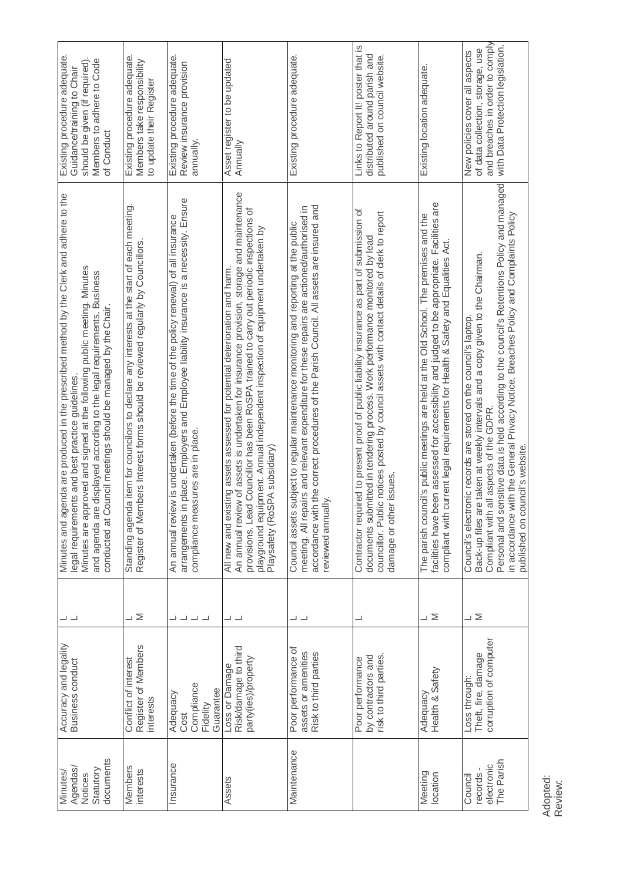| | | | | |
|---|---|---|---|---|
| Minutes/ Agendas/ Notices Statutory documents | Accuracy and legality Business conduct | L L | Minutes and agenda are produced in the prescribed method by the Clerk and adhere to the legal requirements and best practice guidelines. Minutes are approved and signed at the following public meeting. Minutes and agenda are displayed according to the legal requirements. Business conducted at Council meetings should be managed by the Chair. | Existing procedure adequate. Guidance/training to Chair should be given (if required). Members to adhere to Code of Conduct |
| Members interests | Conflict of interest Register of Members interests | L M | Standing agenda item for councilors to declare any interests at the start of each meeting. Register of Members Interest forms should be reviewed regularly by Councillors. | Existing procedure adequate. Members take responsibility to update their Register |
| Insurance | Adequacy Cost Compliance Fidelity Guarantee | L L L L | An annual review is undertaken (before the time of the policy renewal) of all insurance arrangements in place. Employers and Employee liability insurance is a necessity. Ensure compliance measures are in place. | Existing procedure adequate. Review insurance provision annually. |
| Assets | Loss or Damage Risk/damage to third party(ies)/property | L L | All new and existing assets assessed for potential deterioration and harm. An annual review of assets is undertaken for insurance provision, storage and maintenance provisions. Lead Councillor has been RoSPA trained to carry out periodic inspections of playground equipment. Annual independent inspection of equipment undertaken by Playsafety (RoSPA subsidiary) | Asset register to be updated Annually |
| Maintenance | Poor performance of assets or amenities Risk to third parties | L L | Council assets subject to regular maintenance monitoring and reporting at the public meeting. All repairs and relevant expenditure for these repairs are actioned/authorised in accordance with the correct procedures of the Parish Council. All assets are insured and reviewed annually. | Existing procedure adequate. |
| | Poor performance by contractors and risk to third parties. | L | Contractor required to present proof of public liability insurance as part of submission of documents submitted in tendering process. Work performance monitored by lead councillor. Public notices posted by council assets with contact details of clerk to report damage or other issues. | Links to Report It! poster that is distributed around parish and published on council website. |
| Meeting location | Adequacy Health & Safety | L M | The parish council's public meetings are held at the Old School. The premises and the facilities have been assessed for accessibility and judged to be appropriate. Facilities are compliant with current legal requirements for Health & Safety and Equalities Act. | Existing location adequate. |
| Council records - electronic The Parish | Loss through: Theft, fire, damage corruption of computer | L M | Council's electronic records are stored on the council's laptop. Back-up files are taken at weekly intervals and a copy given to the Chairman. Compliant with all aspects of the GDPR. Personal and sensitive data is held according to the council's Retentions Policy and managed in accordance with the General Privacy Notice. Breaches Policy and Complaints Policy published on council's website. | New policies cover all aspects of data collection, storage, use and breaches in order to comply with Data Protection legislation. |

Adopted:
Review: